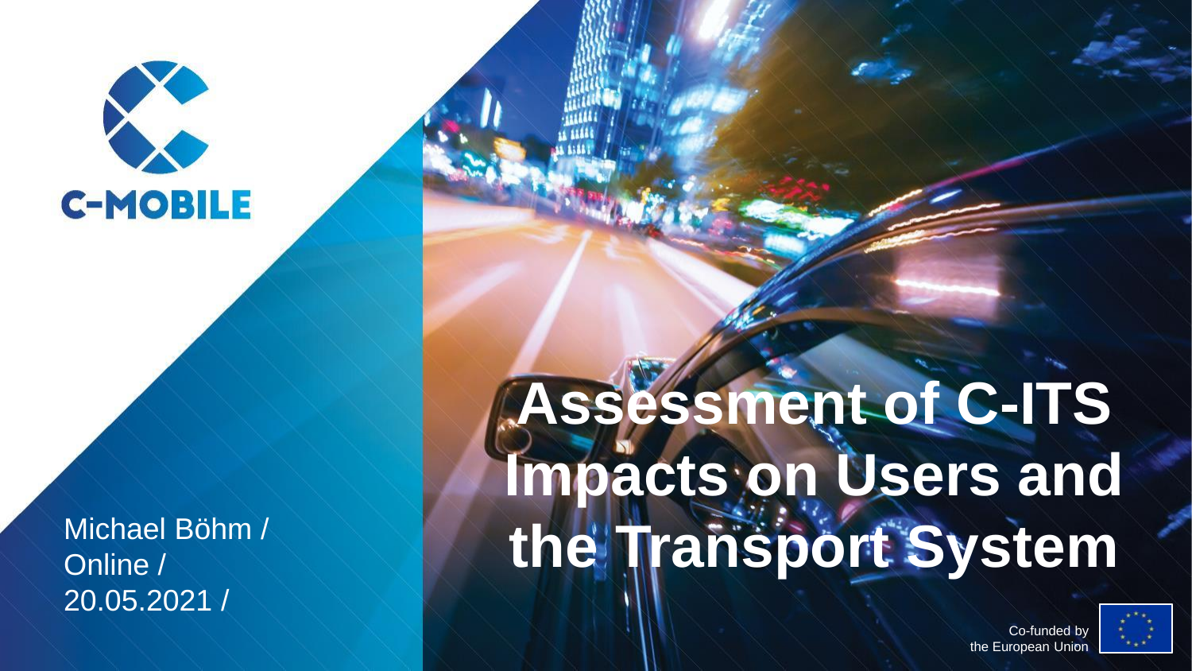C-MOBILE

# Assessment of C-ITS Impacts on Users and the Transport System

Michael Böhm / Online / 20.05.2021 /

Co-funded by the European Union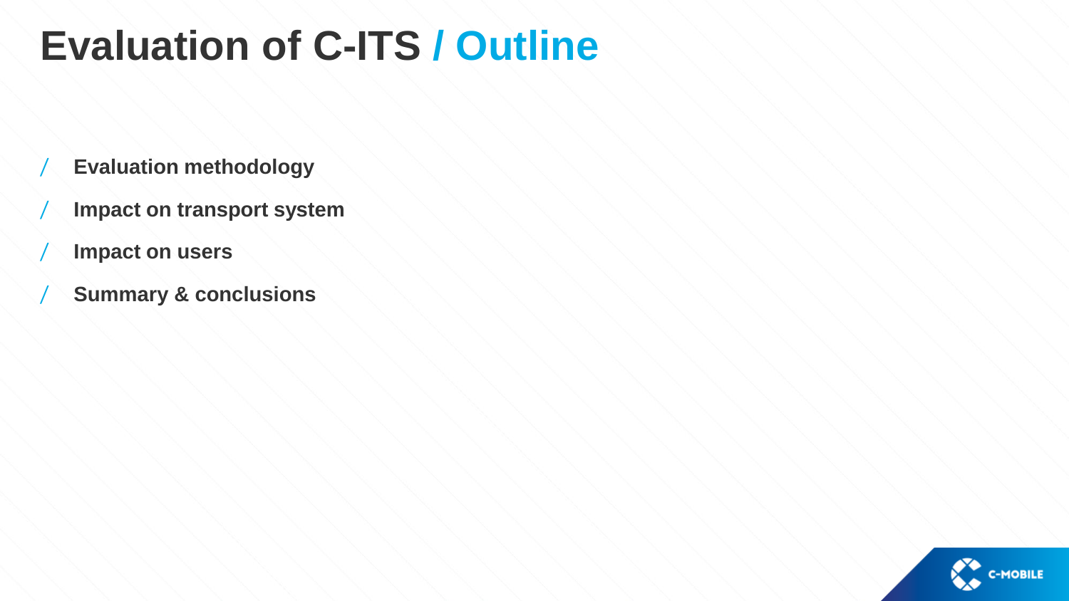# Evaluation of C-ITS / Outline

- Evaluation methodology
- Impact on transport system
- Impact on users
- Summary & conclusions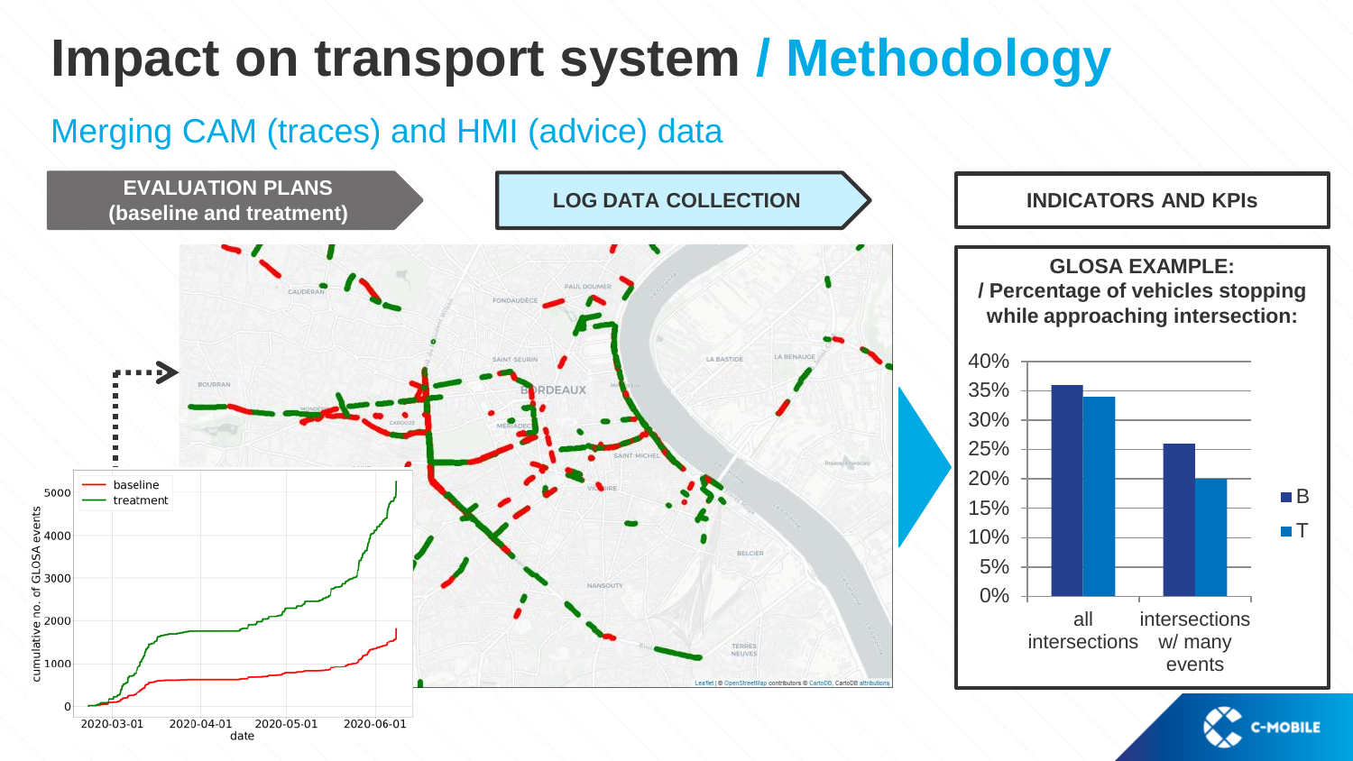# Impact on transport system / Methodology

## Merging CAM (traces) and HMI (advice) data

**EVALUATION PLANS (baseline and treatment)**

**LOG DATA COLLECTION**

**INDICATORS AND KPIs**

**GLOSA EXAMPLE:**
**/ Percentage of vehicles stopping while approaching intersection:**

| | B | T |
|---|---|---|
| all intersections | ~36% | ~34% |
| intersections w/ many events | ~26% | ~20% |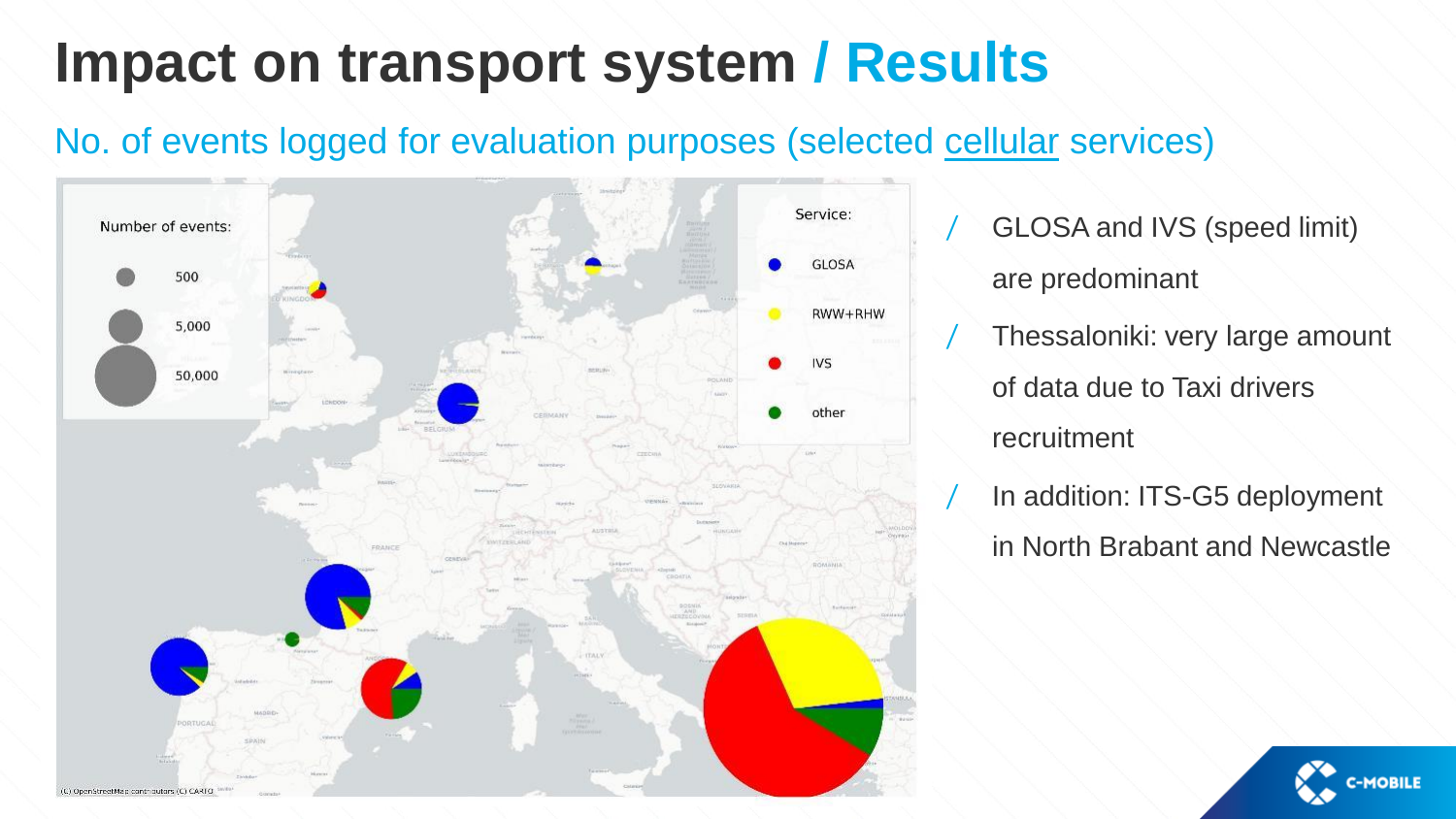# Impact on transport system / Results

## No. of events logged for evaluation purposes (selected cellular services)

Number of events:

- 500
- 5,000
- 50,000

Service:

- GLOSA
- RWW+RHW
- IVS
- other

(C) OpenStreetMap contributors (C) CARTO

- GLOSA and IVS (speed limit) are predominant
- Thessaloniki: very large amount of data due to Taxi drivers recruitment
- In addition: ITS-G5 deployment in North Brabant and Newcastle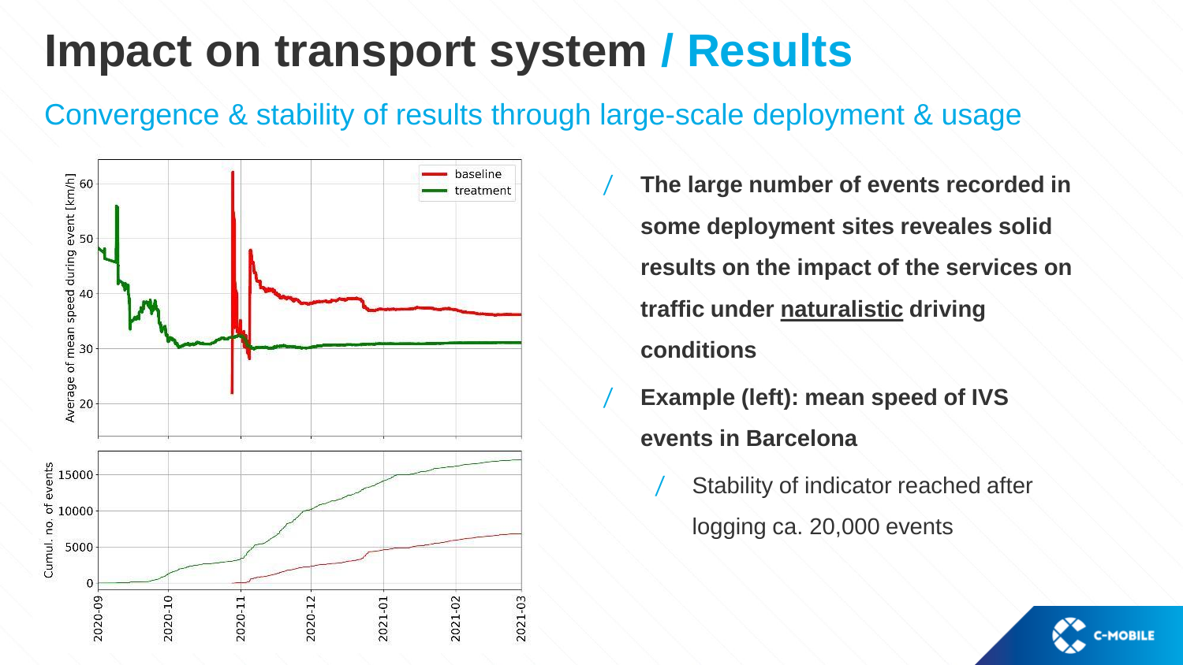# Impact on transport system / Results

## Convergence & stability of results through large-scale deployment & usage

- **The large number of events recorded in some deployment sites reveales solid results on the impact of the services on traffic under naturalistic driving conditions**
- **Example (left): mean speed of IVS events in Barcelona**
  - Stability of indicator reached after logging ca. 20,000 events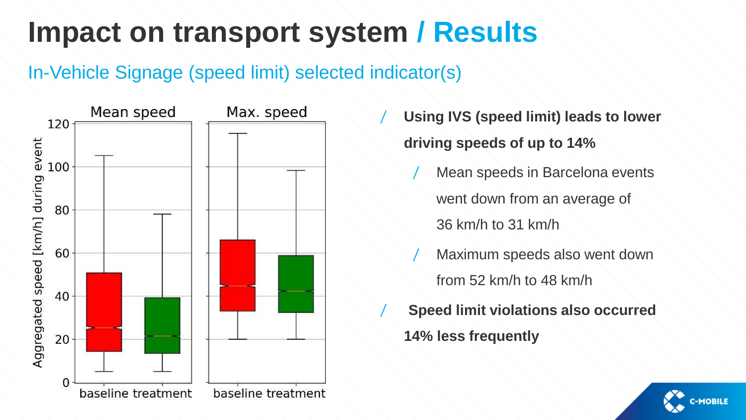# Impact on transport system / Results

## In-Vehicle Signage (speed limit) selected indicator(s)

- **Using IVS (speed limit) leads to lower driving speeds of up to 14%**
  - Mean speeds in Barcelona events went down from an average of 36 km/h to 31 km/h
  - Maximum speeds also went down from 52 km/h to 48 km/h
- **Speed limit violations also occurred 14% less frequently**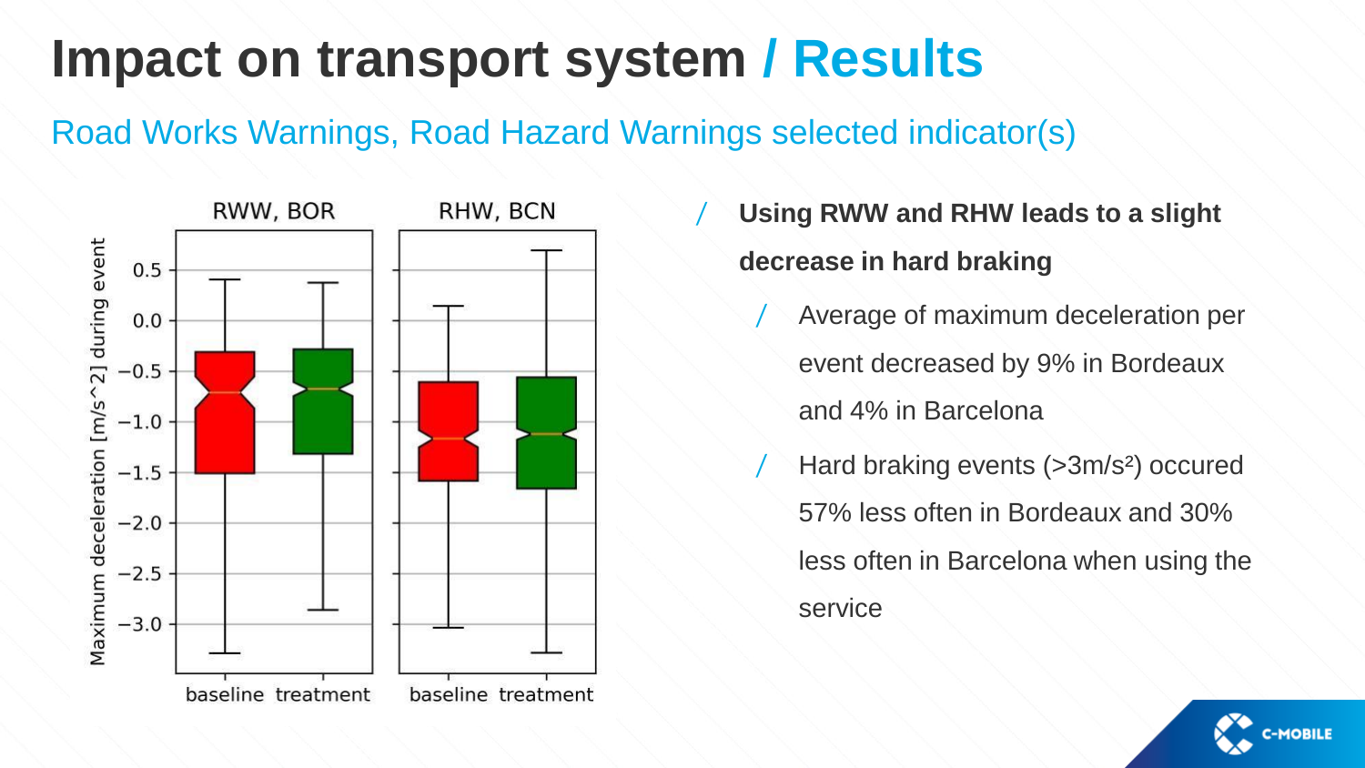# Impact on transport system / Results

## Road Works Warnings, Road Hazard Warnings selected indicator(s)

- **Using RWW and RHW leads to a slight decrease in hard braking**
  - Average of maximum deceleration per event decreased by 9% in Bordeaux and 4% in Barcelona
  - Hard braking events (>3m/s²) occured 57% less often in Bordeaux and 30% less often in Barcelona when using the service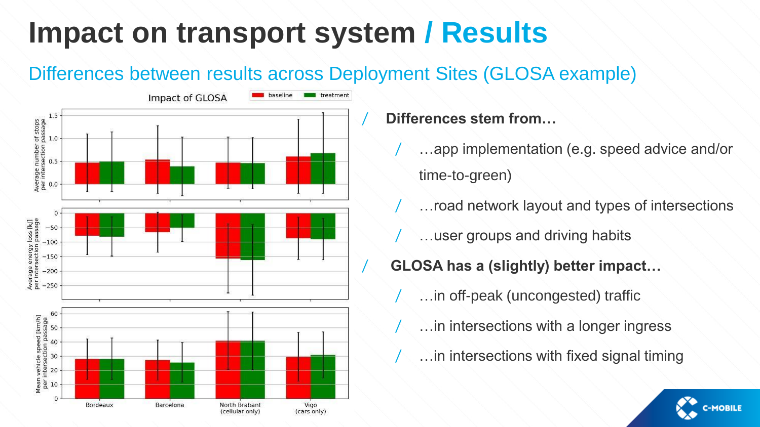# Impact on transport system / Results

## Differences between results across Deployment Sites (GLOSA example)

- **Differences stem from…**
  - …app implementation (e.g. speed advice and/or time-to-green)
  - …road network layout and types of intersections
  - …user groups and driving habits
- **GLOSA has a (slightly) better impact…**
  - …in off-peak (uncongested) traffic
  - …in intersections with a longer ingress
  - …in intersections with fixed signal timing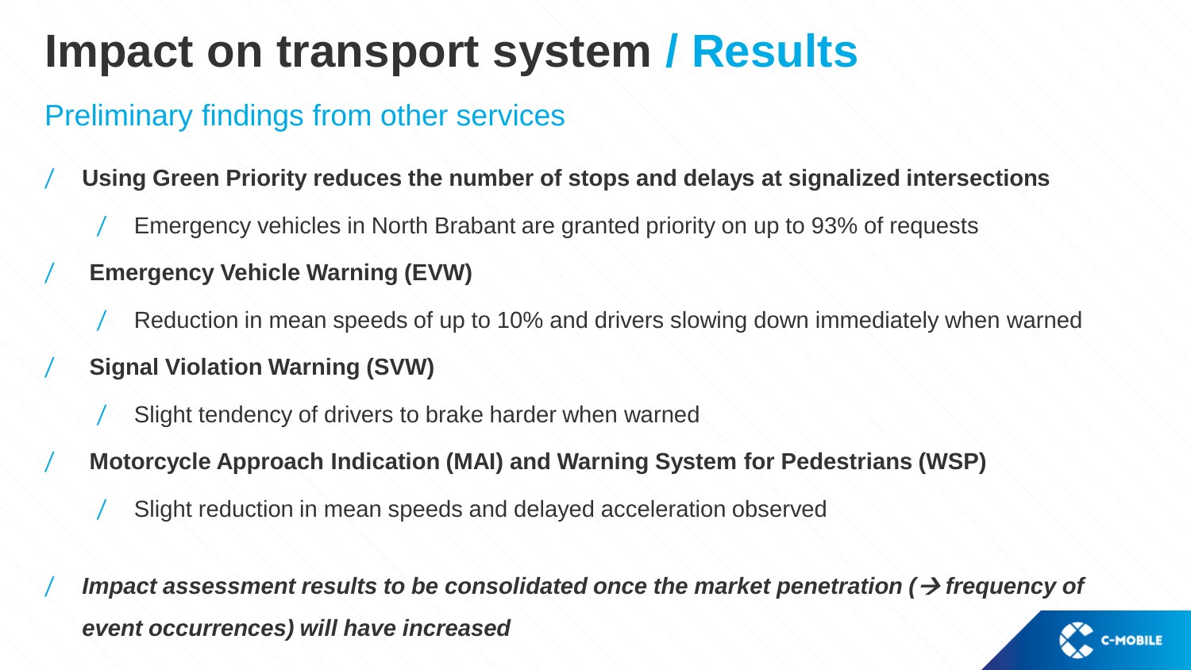# Impact on transport system / Results

## Preliminary findings from other services

- **Using Green Priority reduces the number of stops and delays at signalized intersections**
  - Emergency vehicles in North Brabant are granted priority on up to 93% of requests
- **Emergency Vehicle Warning (EVW)**
  - Reduction in mean speeds of up to 10% and drivers slowing down immediately when warned
- **Signal Violation Warning (SVW)**
  - Slight tendency of drivers to brake harder when warned
- **Motorcycle Approach Indication (MAI) and Warning System for Pedestrians (WSP)**
  - Slight reduction in mean speeds and delayed acceleration observed
- ***Impact assessment results to be consolidated once the market penetration (→ frequency of event occurrences) will have increased***

C-MOBILE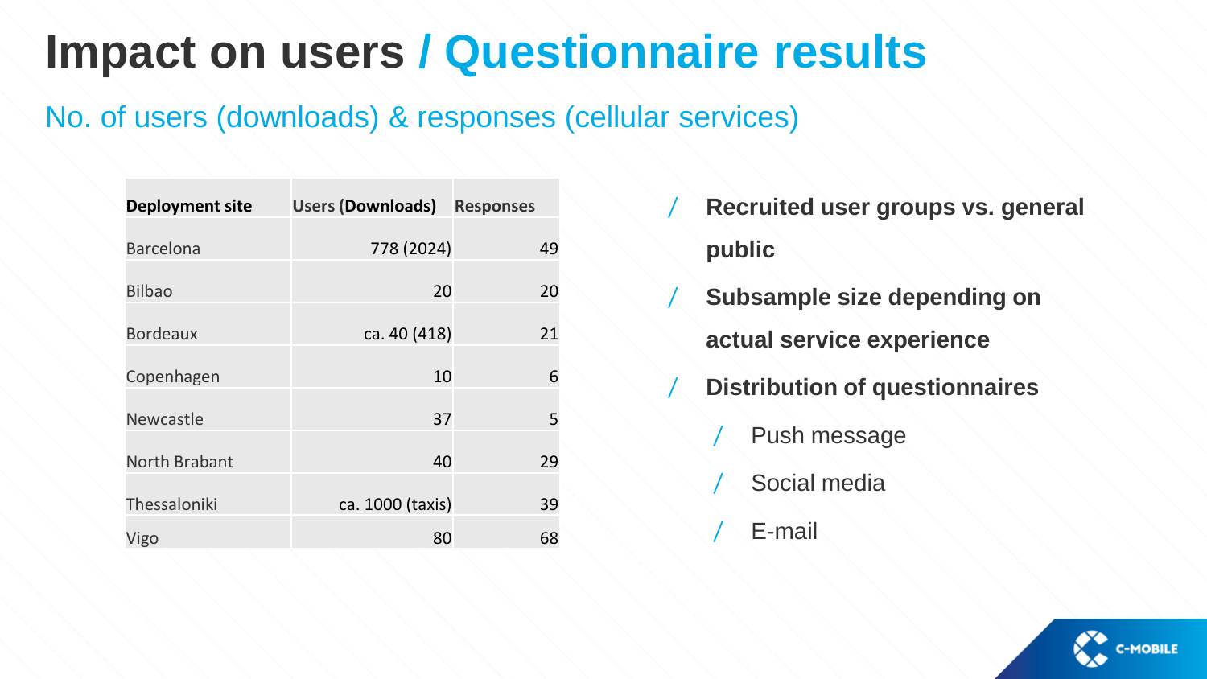# Impact on users / Questionnaire results

## No. of users (downloads) & responses (cellular services)

| Deployment site | Users (Downloads) | Responses |
| --- | --- | --- |
| Barcelona | 778 (2024) | 49 |
| Bilbao | 20 | 20 |
| Bordeaux | ca. 40 (418) | 21 |
| Copenhagen | 10 | 6 |
| Newcastle | 37 | 5 |
| North Brabant | 40 | 29 |
| Thessaloniki | ca. 1000 (taxis) | 39 |
| Vigo | 80 | 68 |

- **Recruited user groups vs. general public**
- **Subsample size depending on actual service experience**
- **Distribution of questionnaires**
  - Push message
  - Social media
  - E-mail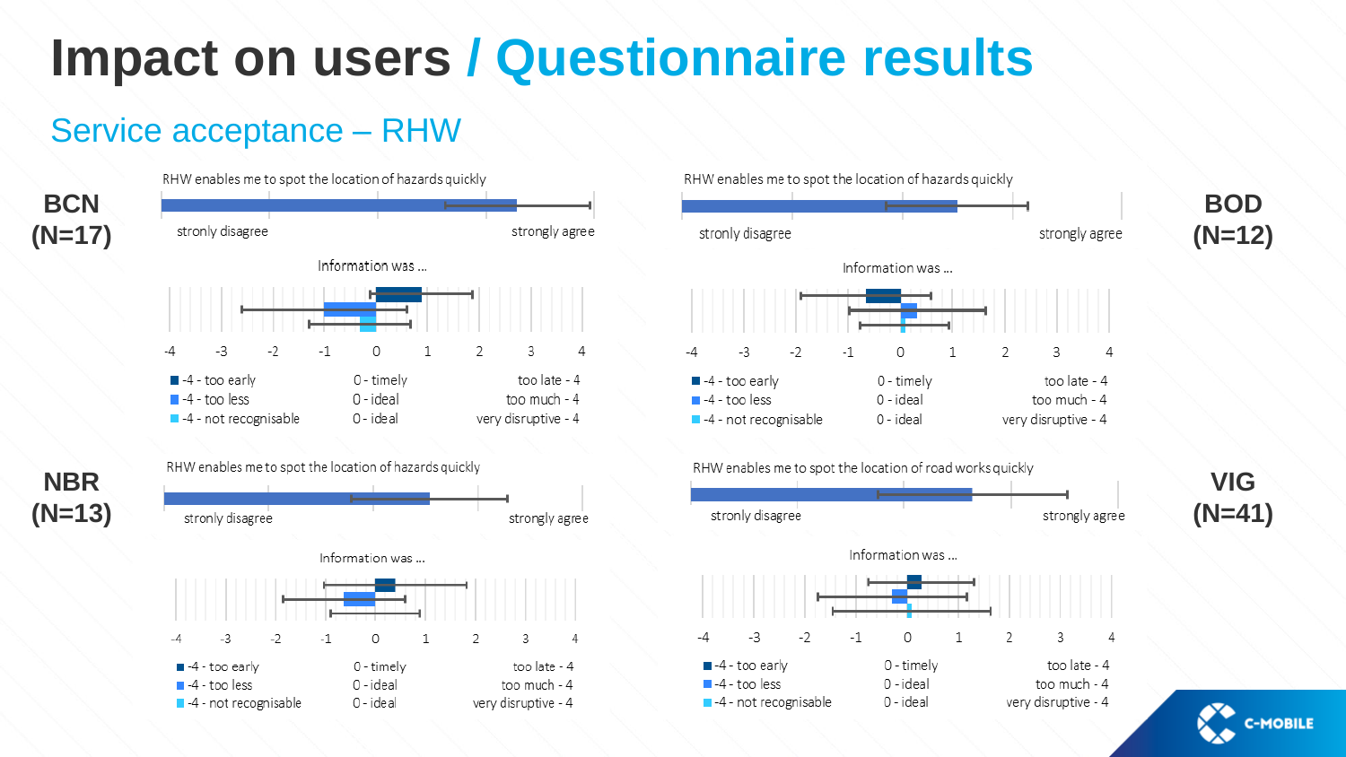# Impact on users / Questionnaire results

## Service acceptance – RHW

### BCN (N=17)

RHW enables me to spot the location of hazards quickly

stronly disagree — strongly agree

Information was ...

-4 -3 -2 -1 0 1 2 3 4

- -4 - too early | 0 - timely | too late - 4
- -4 - too less | 0 - ideal | too much - 4
- -4 - not recognisable | 0 - ideal | very disruptive - 4

### BOD (N=12)

RHW enables me to spot the location of hazards quickly

stronly disagree — strongly agree

Information was ...

-4 -3 -2 -1 0 1 2 3 4

- -4 - too early | 0 - timely | too late - 4
- -4 - too less | 0 - ideal | too much - 4
- -4 - not recognisable | 0 - ideal | very disruptive - 4

### NBR (N=13)

RHW enables me to spot the location of hazards quickly

stronly disagree — strongly agree

Information was ...

-4 -3 -2 -1 0 1 2 3 4

- -4 - too early | 0 - timely | too late - 4
- -4 - too less | 0 - ideal | too much - 4
- -4 - not recognisable | 0 - ideal | very disruptive - 4

### VIG (N=41)

RHW enables me to spot the location of road works quickly

stronly disagree — strongly agree

Information was ...

-4 -3 -2 -1 0 1 2 3 4

- -4 - too early | 0 - timely | too late - 4
- -4 - too less | 0 - ideal | too much - 4
- -4 - not recognisable | 0 - ideal | very disruptive - 4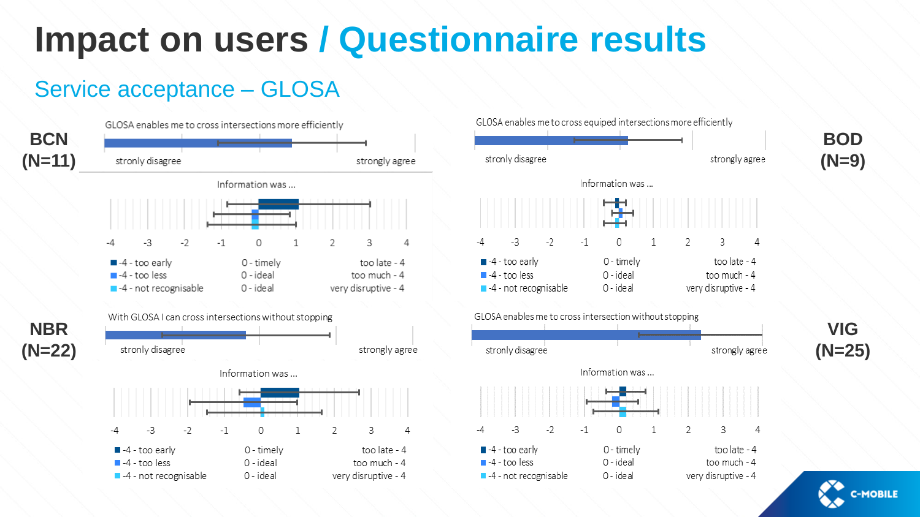# Impact on users / Questionnaire results

## Service acceptance – GLOSA

**BCN (N=11)**

GLOSA enables me to cross intersections more efficiently

stronly disagree — strongly agree

Information was ...

-4 -3 -2 -1 0 1 2 3 4

- -4 - too early | 0 - timely | too late - 4
- -4 - too less | 0 - ideal | too much - 4
- -4 - not recognisable | 0 - ideal | very disruptive - 4

**BOD (N=9)**

GLOSA enables me to cross equiped intersections more efficiently

stronly disagree — strongly agree

Information was ...

-4 -3 -2 -1 0 1 2 3 4

- -4 - too early | 0 - timely | too late - 4
- -4 - too less | 0 - ideal | too much - 4
- -4 - not recognisable | 0 - ideal | very disruptive - 4

**NBR (N=22)**

With GLOSA I can cross intersections without stopping

stronly disagree — strongly agree

Information was ...

-4 -3 -2 -1 0 1 2 3 4

- -4 - too early | 0 - timely | too late - 4
- -4 - too less | 0 - ideal | too much - 4
- -4 - not recognisable | 0 - ideal | very disruptive - 4

**VIG (N=25)**

GLOSA enables me to cross intersection without stopping

stronly disagree — strongly agree

Information was ...

-4 -3 -2 -1 0 1 2 3 4

- -4 - too early | 0 - timely | too late - 4
- -4 - too less | 0 - ideal | too much - 4
- -4 - not recognisable | 0 - ideal | very disruptive - 4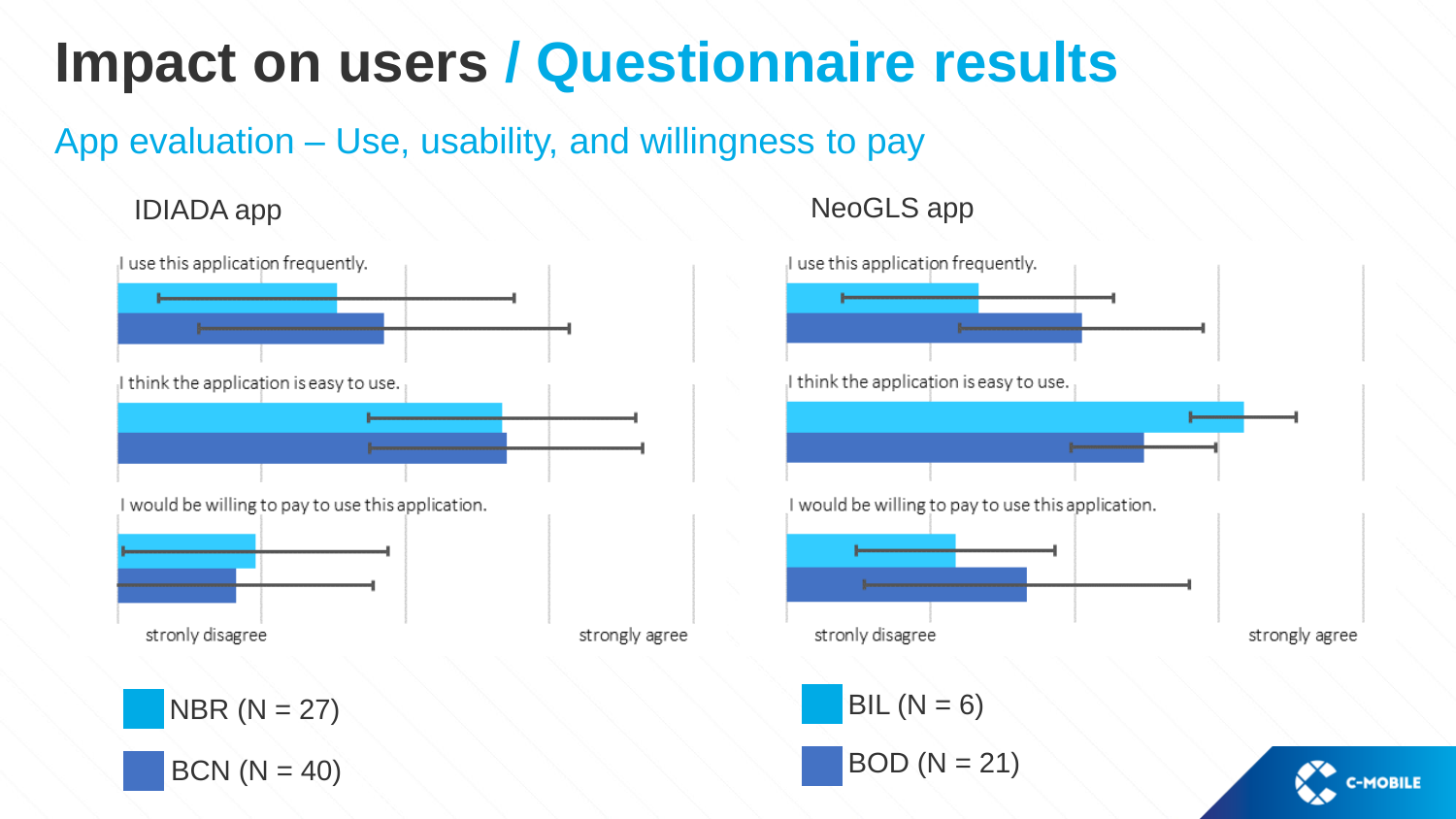# Impact on users / Questionnaire results

## App evaluation – Use, usability, and willingness to pay

### IDIADA app

I use this application frequently.

I think the application is easy to use.

I would be willing to pay to use this application.

stronly disagree — strongly agree

- NBR (N = 27)
- BCN (N = 40)

### NeoGLS app

I use this application frequently.

I think the application is easy to use.

I would be willing to pay to use this application.

stronly disagree — strongly agree

- BIL (N = 6)
- BOD (N = 21)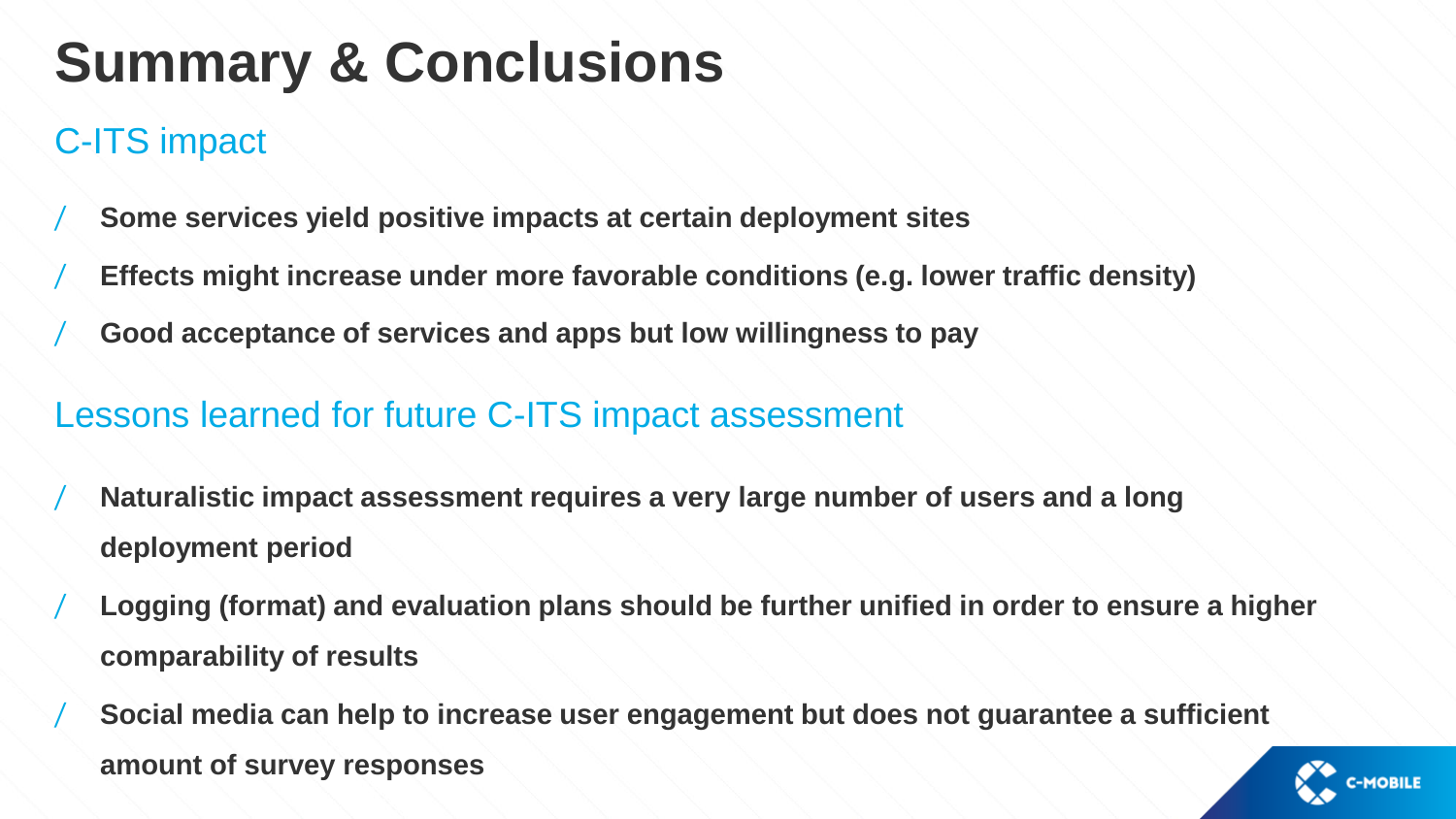# Summary & Conclusions

## C-ITS impact

- **Some services yield positive impacts at certain deployment sites**
- **Effects might increase under more favorable conditions (e.g. lower traffic density)**
- **Good acceptance of services and apps but low willingness to pay**

## Lessons learned for future C-ITS impact assessment

- **Naturalistic impact assessment requires a very large number of users and a long deployment period**
- **Logging (format) and evaluation plans should be further unified in order to ensure a higher comparability of results**
- **Social media can help to increase user engagement but does not guarantee a sufficient amount of survey responses**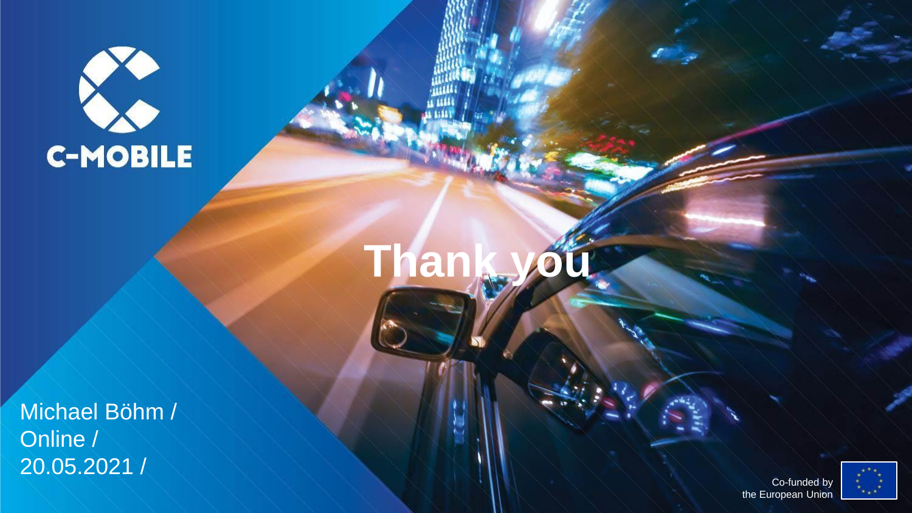C-MOBILE

# Thank you

Michael Böhm /
Online /
20.05.2021 /

Co-funded by
the European Union